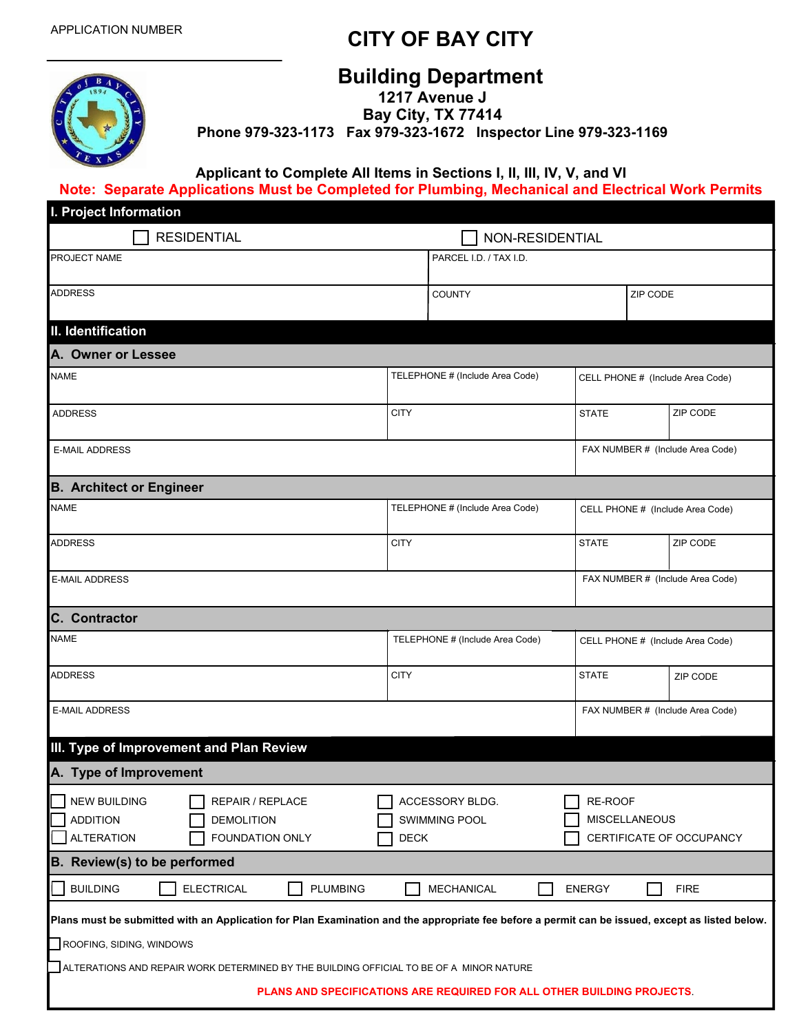APPLICATION NUMBER

# CITY OF BAY CITY

## Building Department

**1217 Avenue J**
**Bay City, TX 77414**
**Phone 979-323-1173 Fax 979-323-1672 Inspector Line 979-323-1169**

**Applicant to Complete All Items in Sections I, II, III, IV, V, and VI**

**Note: Separate Applications Must be Completed for Plumbing, Mechanical and Electrical Work Permits**

## I. Project Information

☐ RESIDENTIAL ☐ NON-RESIDENTIAL

| | | |
|---|---|---|
| PROJECT NAME | PARCEL I.D. / TAX I.D. | |
| ADDRESS | COUNTY | ZIP CODE |

## II. Identification

### A. Owner or Lessee

| | | | |
|---|---|---|---|
| NAME | TELEPHONE # (Include Area Code) | CELL PHONE # (Include Area Code) | |
| ADDRESS | CITY | STATE | ZIP CODE |
| E-MAIL ADDRESS | | FAX NUMBER # (Include Area Code) | |

### B. Architect or Engineer

| | | | |
|---|---|---|---|
| NAME | TELEPHONE # (Include Area Code) | CELL PHONE # (Include Area Code) | |
| ADDRESS | CITY | STATE | ZIP CODE |
| E-MAIL ADDRESS | | FAX NUMBER # (Include Area Code) | |

### C. Contractor

| | | | |
|---|---|---|---|
| NAME | TELEPHONE # (Include Area Code) | CELL PHONE # (Include Area Code) | |
| ADDRESS | CITY | STATE | ZIP CODE |
| E-MAIL ADDRESS | | FAX NUMBER # (Include Area Code) | |

## III. Type of Improvement and Plan Review

### A. Type of Improvement

| | | | |
|---|---|---|---|
| ☐ NEW BUILDING | ☐ REPAIR / REPLACE | ☐ ACCESSORY BLDG. | ☐ RE-ROOF |
| ☐ ADDITION | ☐ DEMOLITION | ☐ SWIMMING POOL | ☐ MISCELLANEOUS |
| ☐ ALTERATION | ☐ FOUNDATION ONLY | ☐ DECK | ☐ CERTIFICATE OF OCCUPANCY |

### B. Review(s) to be performed

☐ BUILDING ☐ ELECTRICAL ☐ PLUMBING ☐ MECHANICAL ☐ ENERGY ☐ FIRE

**Plans must be submitted with an Application for Plan Examination and the appropriate fee before a permit can be issued, except as listed below.**

☐ ROOFING, SIDING, WINDOWS

☐ ALTERATIONS AND REPAIR WORK DETERMINED BY THE BUILDING OFFICIAL TO BE OF A MINOR NATURE

**PLANS AND SPECIFICATIONS ARE REQUIRED FOR ALL OTHER BUILDING PROJECTS.**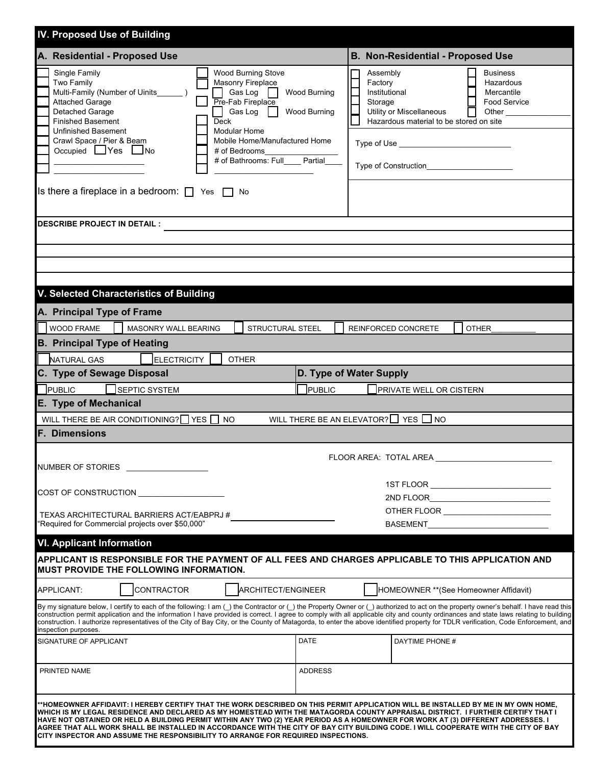## IV. Proposed Use of Building

### A. Residential - Proposed Use

- ☐ Single Family
- ☐ Two Family
- ☐ Multi-Family (Number of Uinits______ )
- ☐ Attached Garage
- ☐ Detached Garage
- ☐ Finished Basement
- ☐ Unfinished Basement
- ☐ Crawl Space / Pier & Beam
- ☐ Occupied ☐ Yes ☐ No
- ☐ ____________________
- ☐ ____________________

- ☐ Wood Burning Stove
- ☐ Masonry Fireplace
  - ☐ Gas Log ☐ Wood Burning
- ☐ Pre-Fab Fireplace
  - ☐ Gas Log ☐ Wood Burning
- ☐ Deck
- ☐ Modular Home
- ☐ Mobile Home/Manufactured Home
- ☐ # of Bedrooms________________
- ☐ # of Bathrooms: Full____ Partial____
- ☐ ____________________

Is there a fireplace in a bedroom: ☐ Yes ☐ No

### B. Non-Residential - Proposed Use

- ☐ Assembly
- ☐ Factory
- ☐ Institutional
- ☐ Storage
- ☐ Utility or Miscellaneous
- ☐ Hazardous material to be stored on site

- ☐ Business
- ☐ Hazardous
- ☐ Mercantile
- ☐ Food Service
- ☐ Other _______________

Type of Use ___________________________

Type of Construction____________________

**DESCRIBE PROJECT IN DETAIL :** ____________________________________________

## V. Selected Characteristics of Building

### A. Principal Type of Frame

☐ WOOD FRAME ☐ MASONRY WALL BEARING ☐ STRUCTURAL STEEL ☐ REINFORCED CONCRETE ☐ OTHER__________

### B. Principal Type of Heating

☐ NATURAL GAS ☐ ELECTRICITY ☐ OTHER

### C. Type of Sewage Disposal

☐ PUBLIC ☐ SEPTIC SYSTEM

### D. Type of Water Supply

☐ PUBLIC ☐ PRIVATE WELL OR CISTERN

### E. Type of Mechanical

WILL THERE BE AIR CONDITIONING? ☐ YES ☐ NO WILL THERE BE AN ELEVATOR? ☐ YES ☐ NO

### F. Dimensions

NUMBER OF STORIES __________________

COST OF CONSTRUCTION ___________________

TEXAS ARCHITECTURAL BARRIERS ACT/EABPRJ # ____________________
"Required for Commercial projects over $50,000"

FLOOR AREA: TOTAL AREA ___________________________

1ST FLOOR ___________________________

2ND FLOOR___________________________

OTHER FLOOR ___________________________

BASEMENT___________________________

## VI. Applicant Information

**APPLICANT IS RESPONSIBLE FOR THE PAYMENT OF ALL FEES AND CHARGES APPLICABLE TO THIS APPLICATION AND MUST PROVIDE THE FOLLOWING INFORMATION.**

APPLICANT: ☐ CONTRACTOR ☐ ARCHITECT/ENGINEER ☐ HOMEOWNER **(See Homeowner Affidavit)

By my signature below, I certify to each of the following: I am (_) the Contractor or (_) the Property Owner or (_) authorized to act on the property owner's behalf. I have read this construction permit application and the information I have provided is correct. I agree to comply with all applicable city and county ordinances and state laws relating to building construction. I authorize representatives of the City of Bay City, or the County of Matagorda, to enter the above identified property for TDLR verification, Code Enforcement, and inspection purposes.

| SIGNATURE OF APPLICANT | DATE | DAYTIME PHONE # |
|---|---|---|
| | | |
| PRINTED NAME | ADDRESS | |
| | | |

****HOMEOWNER AFFIDAVIT: I HEREBY CERTIFY THAT THE WORK DESCRIBED ON THIS PERMIT APPLICATION WILL BE INSTALLED BY ME IN MY OWN HOME, WHICH IS MY LEGAL RESIDENCE AND DECLARED AS MY HOMESTEAD WITH THE MATAGORDA COUNTY APPRAISAL DISTRICT. I FURTHER CERTIFY THAT I HAVE NOT OBTAINED OR HELD A BUILDING PERMIT WITHIN ANY TWO (2) YEAR PERIOD AS A HOMEOWNER FOR WORK AT (3) DIFFERENT ADDRESSES. I AGREE THAT ALL WORK SHALL BE INSTALLED IN ACCORDANCE WITH THE CITY OF BAY CITY BUILDING CODE. I WILL COOPERATE WITH THE CITY OF BAY CITY INSPECTOR AND ASSUME THE RESPONSIBILITY TO ARRANGE FOR REQUIRED INSPECTIONS.**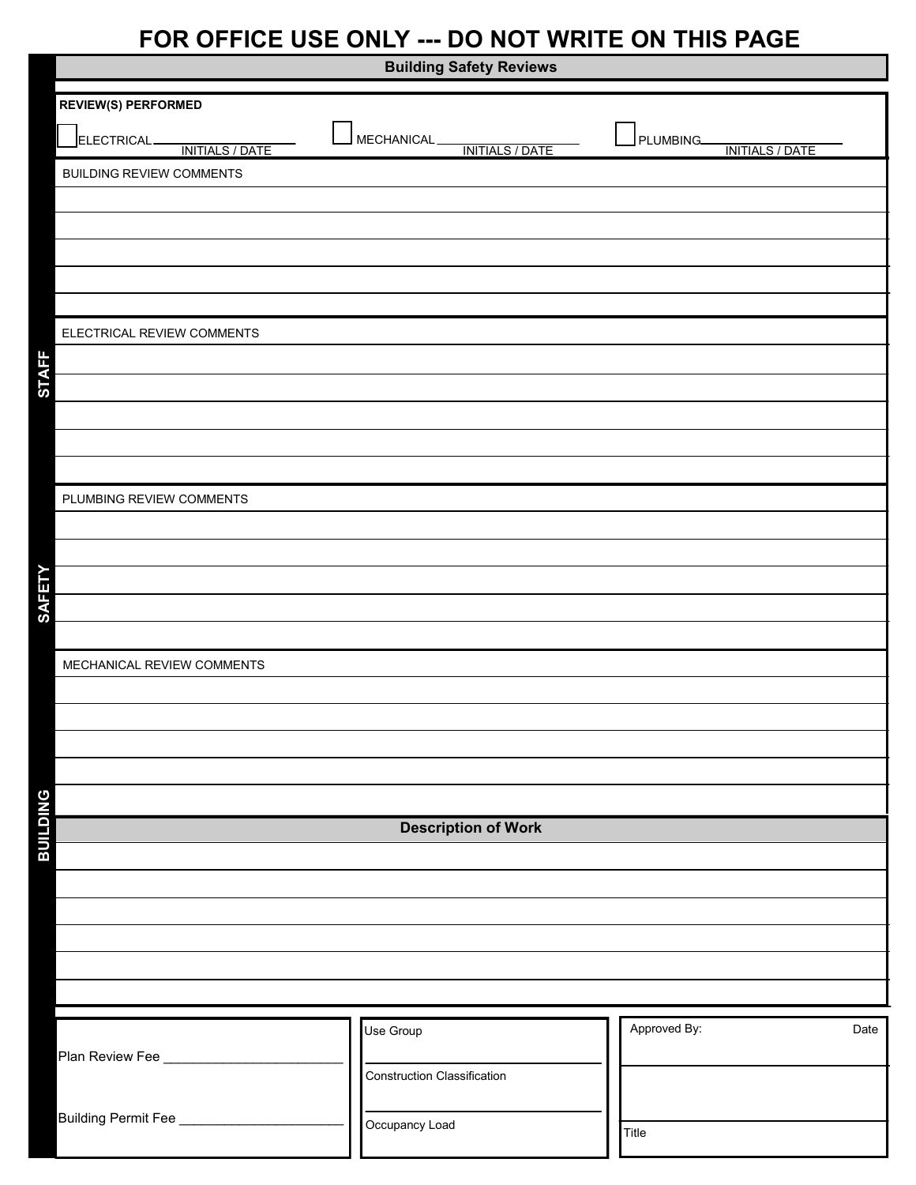# FOR OFFICE USE ONLY --- DO NOT WRITE ON THIS PAGE

**BUILDING SAFETY STAFF**

## Building Safety Reviews

**REVIEW(S) PERFORMED**

☐ ELECTRICAL ____________ INITIALS / DATE

☐ MECHANICAL ____________ INITIALS / DATE

☐ PLUMBING ____________ INITIALS / DATE

BUILDING REVIEW COMMENTS

ELECTRICAL REVIEW COMMENTS

PLUMBING REVIEW COMMENTS

MECHANICAL REVIEW COMMENTS

## Description of Work

Plan Review Fee ________________________

Building Permit Fee ______________________

Use Group

Construction Classification

Occupancy Load

Approved By: Date

Title